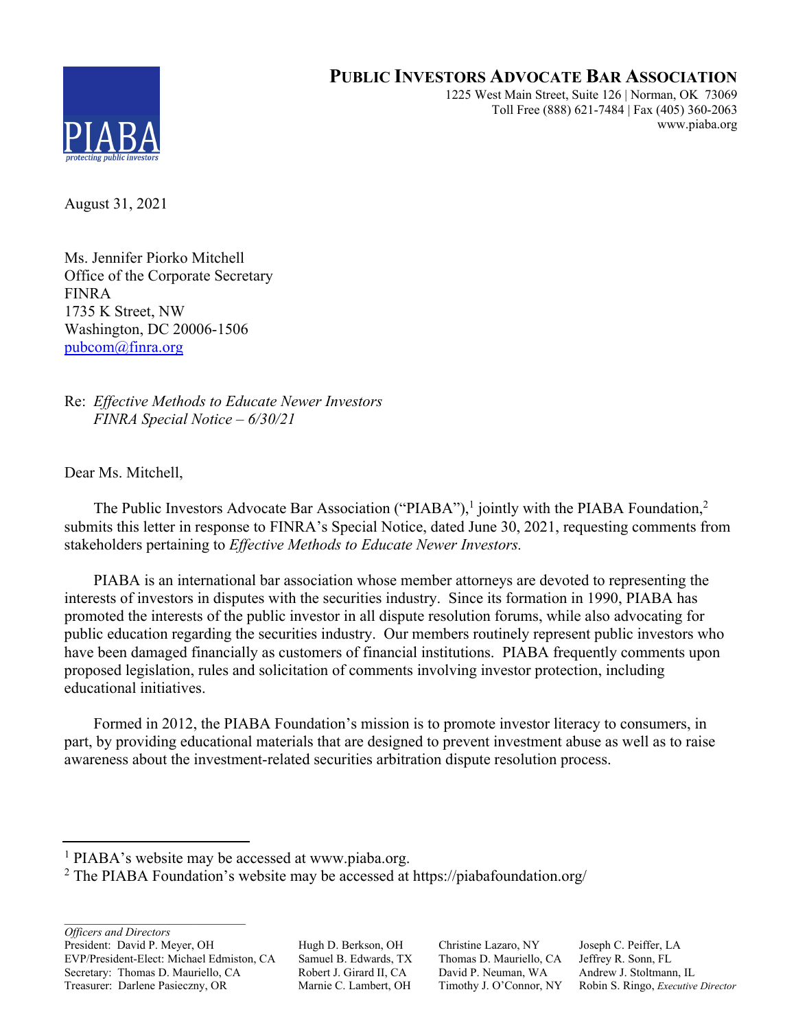# PUBLIC INVESTORS ADVOCATE BAR ASSOCIATION

1225 West Main Street, Suite 126 | Norman, OK 73069
Toll Free (888) 621-7484 | Fax (405) 360-2063
www.piaba.org

August 31, 2021

Ms. Jennifer Piorko Mitchell
Office of the Corporate Secretary
FINRA
1735 K Street, NW
Washington, DC 20006-1506
pubcom@finra.org

Re: *Effective Methods to Educate Newer Investors*
*FINRA Special Notice – 6/30/21*

Dear Ms. Mitchell,

The Public Investors Advocate Bar Association ("PIABA"),[1] jointly with the PIABA Foundation,[2] submits this letter in response to FINRA's Special Notice, dated June 30, 2021, requesting comments from stakeholders pertaining to *Effective Methods to Educate Newer Investors.*

PIABA is an international bar association whose member attorneys are devoted to representing the interests of investors in disputes with the securities industry. Since its formation in 1990, PIABA has promoted the interests of the public investor in all dispute resolution forums, while also advocating for public education regarding the securities industry. Our members routinely represent public investors who have been damaged financially as customers of financial institutions. PIABA frequently comments upon proposed legislation, rules and solicitation of comments involving investor protection, including educational initiatives.

Formed in 2012, the PIABA Foundation's mission is to promote investor literacy to consumers, in part, by providing educational materials that are designed to prevent investment abuse as well as to raise awareness about the investment-related securities arbitration dispute resolution process.

---

[1] PIABA's website may be accessed at www.piaba.org.

[2] The PIABA Foundation's website may be accessed at https://piabafoundation.org/

---

*Officers and Directors*

| | | | |
|---|---|---|---|
| President: David P. Meyer, OH | Hugh D. Berkson, OH | Christine Lazaro, NY | Joseph C. Peiffer, LA |
| EVP/President-Elect: Michael Edmiston, CA | Samuel B. Edwards, TX | Thomas D. Mauriello, CA | Jeffrey R. Sonn, FL |
| Secretary: Thomas D. Mauriello, CA | Robert J. Girard II, CA | David P. Neuman, WA | Andrew J. Stoltmann, IL |
| Treasurer: Darlene Pasieczny, OR | Marnie C. Lambert, OH | Timothy J. O'Connor, NY | Robin S. Ringo, *Executive Director* |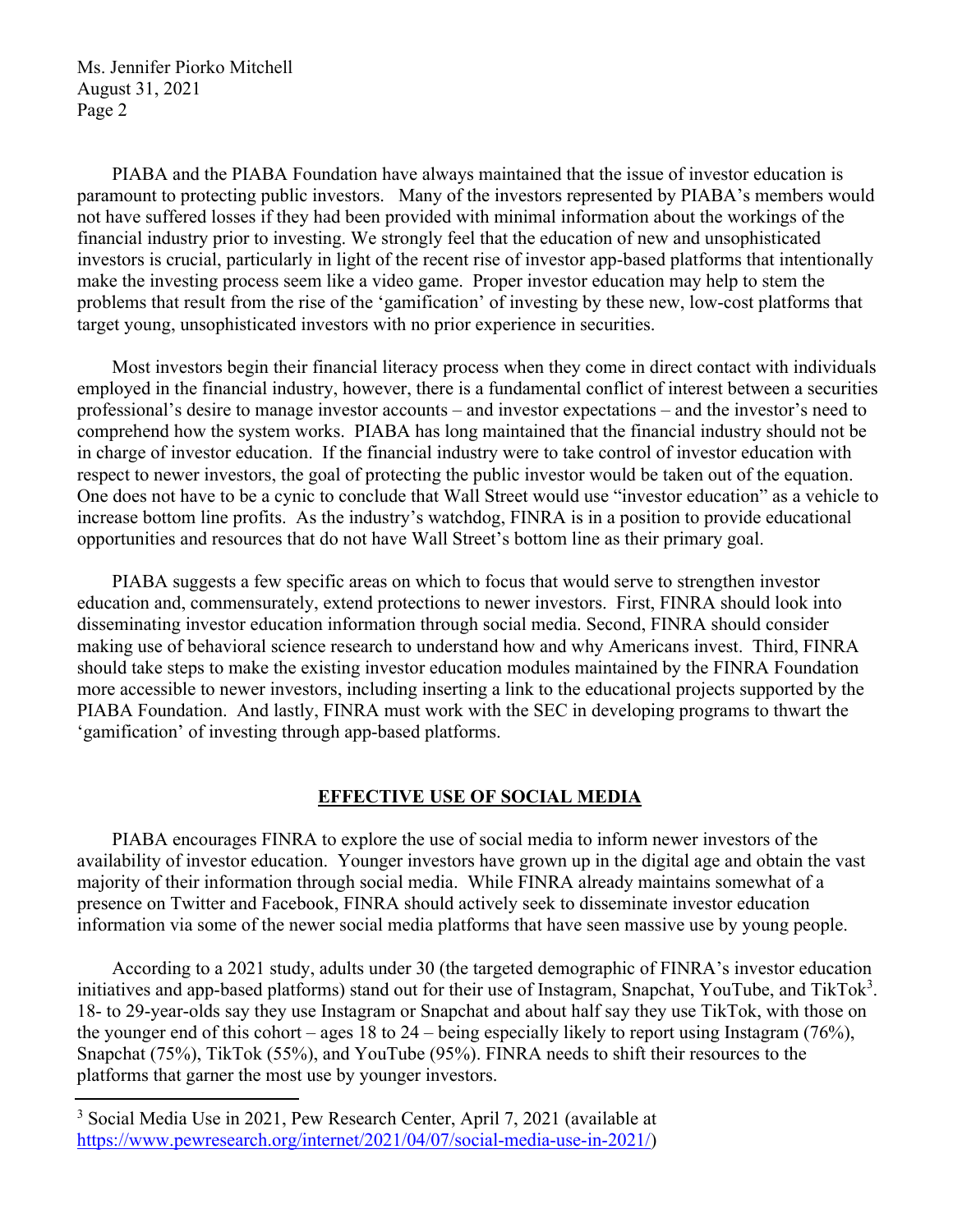PIABA and the PIABA Foundation have always maintained that the issue of investor education is paramount to protecting public investors. Many of the investors represented by PIABA's members would not have suffered losses if they had been provided with minimal information about the workings of the financial industry prior to investing. We strongly feel that the education of new and unsophisticated investors is crucial, particularly in light of the recent rise of investor app-based platforms that intentionally make the investing process seem like a video game. Proper investor education may help to stem the problems that result from the rise of the 'gamification' of investing by these new, low-cost platforms that target young, unsophisticated investors with no prior experience in securities.

Most investors begin their financial literacy process when they come in direct contact with individuals employed in the financial industry, however, there is a fundamental conflict of interest between a securities professional's desire to manage investor accounts – and investor expectations – and the investor's need to comprehend how the system works. PIABA has long maintained that the financial industry should not be in charge of investor education. If the financial industry were to take control of investor education with respect to newer investors, the goal of protecting the public investor would be taken out of the equation. One does not have to be a cynic to conclude that Wall Street would use "investor education" as a vehicle to increase bottom line profits. As the industry's watchdog, FINRA is in a position to provide educational opportunities and resources that do not have Wall Street's bottom line as their primary goal.

PIABA suggests a few specific areas on which to focus that would serve to strengthen investor education and, commensurately, extend protections to newer investors. First, FINRA should look into disseminating investor education information through social media. Second, FINRA should consider making use of behavioral science research to understand how and why Americans invest. Third, FINRA should take steps to make the existing investor education modules maintained by the FINRA Foundation more accessible to newer investors, including inserting a link to the educational projects supported by the PIABA Foundation. And lastly, FINRA must work with the SEC in developing programs to thwart the 'gamification' of investing through app-based platforms.

## EFFECTIVE USE OF SOCIAL MEDIA

PIABA encourages FINRA to explore the use of social media to inform newer investors of the availability of investor education. Younger investors have grown up in the digital age and obtain the vast majority of their information through social media. While FINRA already maintains somewhat of a presence on Twitter and Facebook, FINRA should actively seek to disseminate investor education information via some of the newer social media platforms that have seen massive use by young people.

According to a 2021 study, adults under 30 (the targeted demographic of FINRA's investor education initiatives and app-based platforms) stand out for their use of Instagram, Snapchat, YouTube, and TikTok[3]. 18- to 29-year-olds say they use Instagram or Snapchat and about half say they use TikTok, with those on the younger end of this cohort – ages 18 to 24 – being especially likely to report using Instagram (76%), Snapchat (75%), TikTok (55%), and YouTube (95%). FINRA needs to shift their resources to the platforms that garner the most use by younger investors.

---

[3] Social Media Use in 2021, Pew Research Center, April 7, 2021 (available at https://www.pewresearch.org/internet/2021/04/07/social-media-use-in-2021/)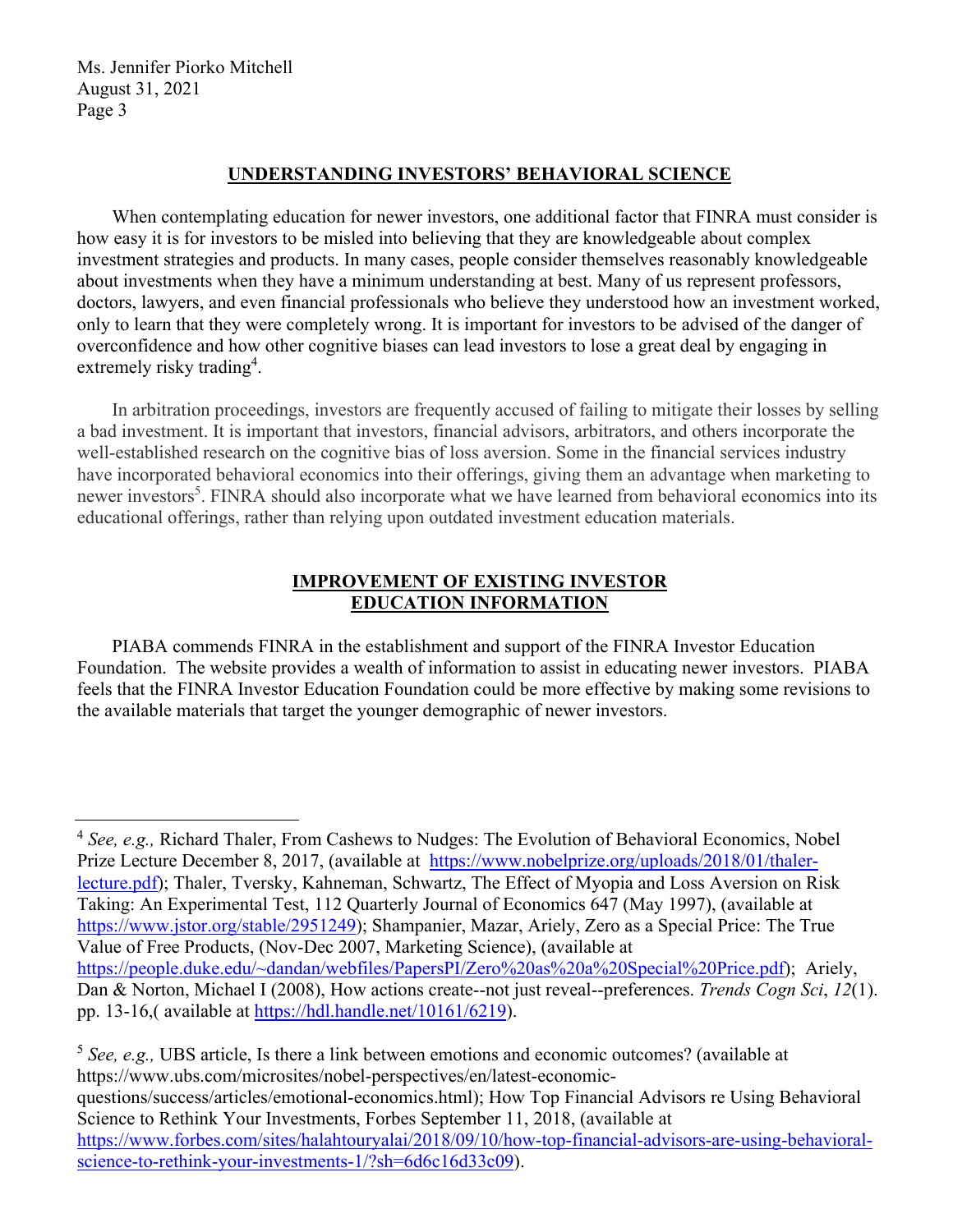## UNDERSTANDING INVESTORS' BEHAVIORAL SCIENCE

When contemplating education for newer investors, one additional factor that FINRA must consider is how easy it is for investors to be misled into believing that they are knowledgeable about complex investment strategies and products. In many cases, people consider themselves reasonably knowledgeable about investments when they have a minimum understanding at best. Many of us represent professors, doctors, lawyers, and even financial professionals who believe they understood how an investment worked, only to learn that they were completely wrong. It is important for investors to be advised of the danger of overconfidence and how other cognitive biases can lead investors to lose a great deal by engaging in extremely risky trading[4].

In arbitration proceedings, investors are frequently accused of failing to mitigate their losses by selling a bad investment. It is important that investors, financial advisors, arbitrators, and others incorporate the well-established research on the cognitive bias of loss aversion. Some in the financial services industry have incorporated behavioral economics into their offerings, giving them an advantage when marketing to newer investors[5]. FINRA should also incorporate what we have learned from behavioral economics into its educational offerings, rather than relying upon outdated investment education materials.

## IMPROVEMENT OF EXISTING INVESTOR EDUCATION INFORMATION

PIABA commends FINRA in the establishment and support of the FINRA Investor Education Foundation. The website provides a wealth of information to assist in educating newer investors. PIABA feels that the FINRA Investor Education Foundation could be more effective by making some revisions to the available materials that target the younger demographic of newer investors.

---

[4] *See, e.g.,* Richard Thaler, From Cashews to Nudges: The Evolution of Behavioral Economics, Nobel Prize Lecture December 8, 2017, (available at https://www.nobelprize.org/uploads/2018/01/thaler-lecture.pdf); Thaler, Tversky, Kahneman, Schwartz, The Effect of Myopia and Loss Aversion on Risk Taking: An Experimental Test, 112 Quarterly Journal of Economics 647 (May 1997), (available at https://www.jstor.org/stable/2951249); Shampanier, Mazar, Ariely, Zero as a Special Price: The True Value of Free Products, (Nov-Dec 2007, Marketing Science), (available at https://people.duke.edu/~dandan/webfiles/PapersPI/Zero%20as%20a%20Special%20Price.pdf); Ariely, Dan & Norton, Michael I (2008), How actions create--not just reveal--preferences. *Trends Cogn Sci*, *12*(1). pp. 13-16,( available at https://hdl.handle.net/10161/6219).

[5] *See, e.g.,* UBS article, Is there a link between emotions and economic outcomes? (available at https://www.ubs.com/microsites/nobel-perspectives/en/latest-economic-questions/success/articles/emotional-economics.html); How Top Financial Advisors re Using Behavioral Science to Rethink Your Investments, Forbes September 11, 2018, (available at https://www.forbes.com/sites/halahtouryalai/2018/09/10/how-top-financial-advisors-are-using-behavioral-science-to-rethink-your-investments-1/?sh=6d6c16d33c09).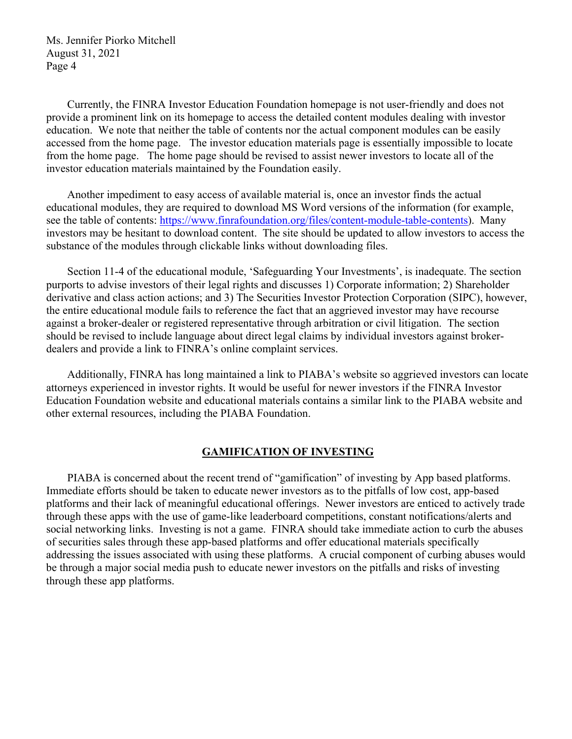Currently, the FINRA Investor Education Foundation homepage is not user-friendly and does not provide a prominent link on its homepage to access the detailed content modules dealing with investor education. We note that neither the table of contents nor the actual component modules can be easily accessed from the home page. The investor education materials page is essentially impossible to locate from the home page. The home page should be revised to assist newer investors to locate all of the investor education materials maintained by the Foundation easily.

Another impediment to easy access of available material is, once an investor finds the actual educational modules, they are required to download MS Word versions of the information (for example, see the table of contents: https://www.finrafoundation.org/files/content-module-table-contents). Many investors may be hesitant to download content. The site should be updated to allow investors to access the substance of the modules through clickable links without downloading files.

Section 11-4 of the educational module, 'Safeguarding Your Investments', is inadequate. The section purports to advise investors of their legal rights and discusses 1) Corporate information; 2) Shareholder derivative and class action actions; and 3) The Securities Investor Protection Corporation (SIPC), however, the entire educational module fails to reference the fact that an aggrieved investor may have recourse against a broker-dealer or registered representative through arbitration or civil litigation. The section should be revised to include language about direct legal claims by individual investors against broker-dealers and provide a link to FINRA's online complaint services.

Additionally, FINRA has long maintained a link to PIABA's website so aggrieved investors can locate attorneys experienced in investor rights. It would be useful for newer investors if the FINRA Investor Education Foundation website and educational materials contains a similar link to the PIABA website and other external resources, including the PIABA Foundation.

## GAMIFICATION OF INVESTING

PIABA is concerned about the recent trend of "gamification" of investing by App based platforms. Immediate efforts should be taken to educate newer investors as to the pitfalls of low cost, app-based platforms and their lack of meaningful educational offerings. Newer investors are enticed to actively trade through these apps with the use of game-like leaderboard competitions, constant notifications/alerts and social networking links. Investing is not a game. FINRA should take immediate action to curb the abuses of securities sales through these app-based platforms and offer educational materials specifically addressing the issues associated with using these platforms. A crucial component of curbing abuses would be through a major social media push to educate newer investors on the pitfalls and risks of investing through these app platforms.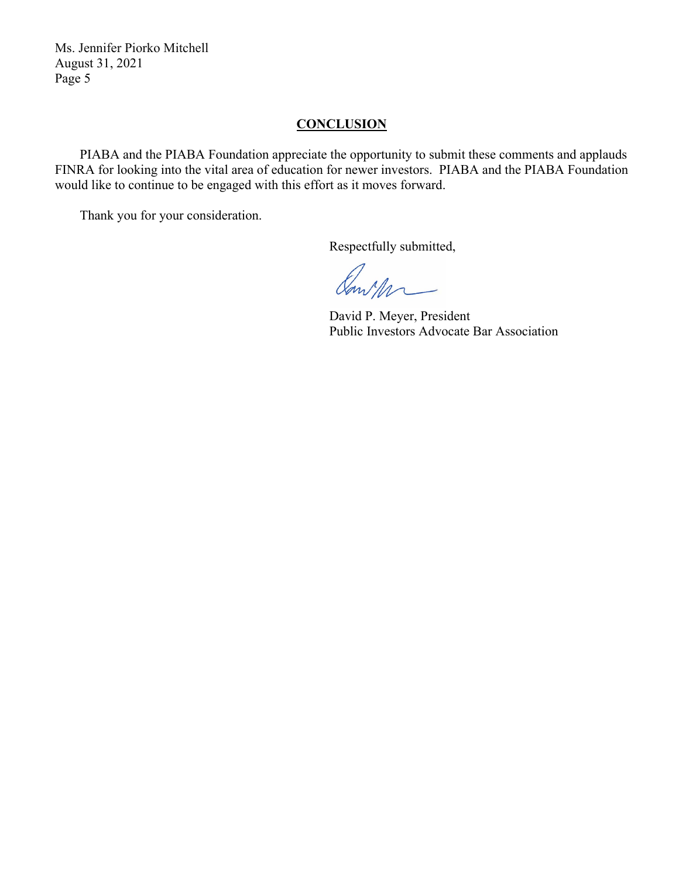## CONCLUSION

PIABA and the PIABA Foundation appreciate the opportunity to submit these comments and applauds FINRA for looking into the vital area of education for newer investors. PIABA and the PIABA Foundation would like to continue to be engaged with this effort as it moves forward.

Thank you for your consideration.

Respectfully submitted,

David P. Meyer, President
Public Investors Advocate Bar Association